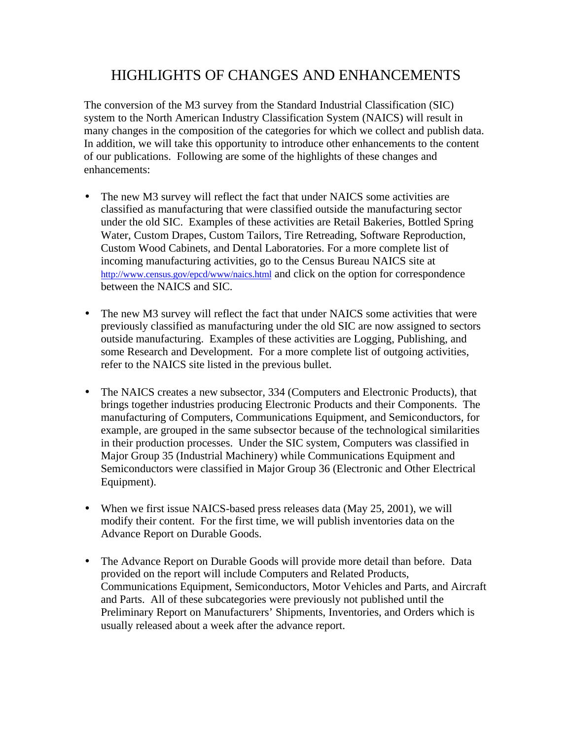# HIGHLIGHTS OF CHANGES AND ENHANCEMENTS

The conversion of the M3 survey from the Standard Industrial Classification (SIC) system to the North American Industry Classification System (NAICS) will result in many changes in the composition of the categories for which we collect and publish data. In addition, we will take this opportunity to introduce other enhancements to the content of our publications. Following are some of the highlights of these changes and enhancements:

- The new M3 survey will reflect the fact that under NAICS some activities are classified as manufacturing that were classified outside the manufacturing sector under the old SIC. Examples of these activities are Retail Bakeries, Bottled Spring Water, Custom Drapes, Custom Tailors, Tire Retreading, Software Reproduction, Custom Wood Cabinets, and Dental Laboratories. For a more complete list of incoming manufacturing activities, go to the Census Bureau NAICS site at http://www.census.gov/epcd/www/naics.html and click on the option for correspondence between the NAICS and SIC.

- The new M3 survey will reflect the fact that under NAICS some activities that were previously classified as manufacturing under the old SIC are now assigned to sectors outside manufacturing. Examples of these activities are Logging, Publishing, and some Research and Development. For a more complete list of outgoing activities, refer to the NAICS site listed in the previous bullet.

- The NAICS creates a new subsector, 334 (Computers and Electronic Products), that brings together industries producing Electronic Products and their Components. The manufacturing of Computers, Communications Equipment, and Semiconductors, for example, are grouped in the same subsector because of the technological similarities in their production processes. Under the SIC system, Computers was classified in Major Group 35 (Industrial Machinery) while Communications Equipment and Semiconductors were classified in Major Group 36 (Electronic and Other Electrical Equipment).

- When we first issue NAICS-based press releases data (May 25, 2001), we will modify their content. For the first time, we will publish inventories data on the Advance Report on Durable Goods.

- The Advance Report on Durable Goods will provide more detail than before. Data provided on the report will include Computers and Related Products, Communications Equipment, Semiconductors, Motor Vehicles and Parts, and Aircraft and Parts. All of these subcategories were previously not published until the Preliminary Report on Manufacturers' Shipments, Inventories, and Orders which is usually released about a week after the advance report.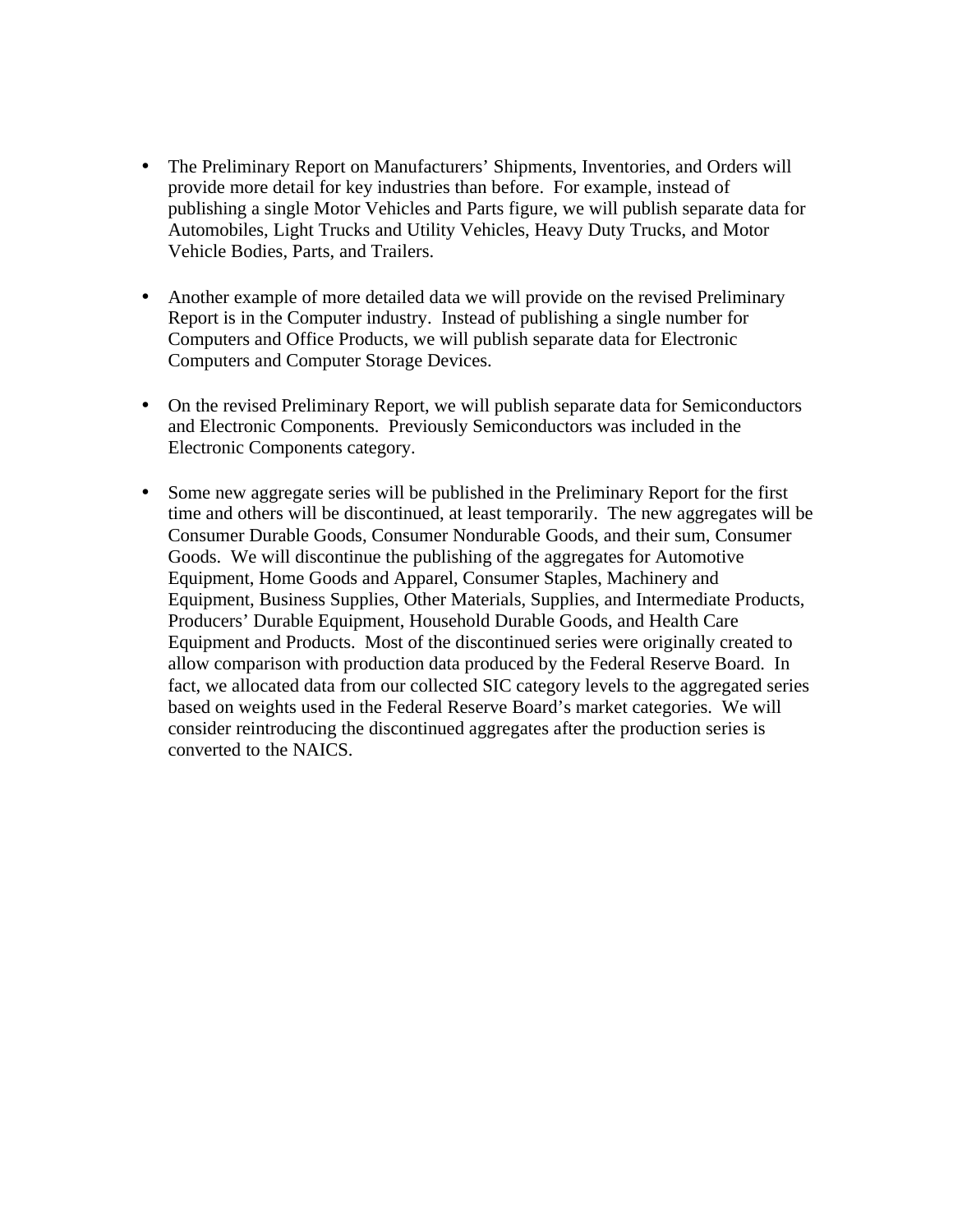- The Preliminary Report on Manufacturers' Shipments, Inventories, and Orders will provide more detail for key industries than before. For example, instead of publishing a single Motor Vehicles and Parts figure, we will publish separate data for Automobiles, Light Trucks and Utility Vehicles, Heavy Duty Trucks, and Motor Vehicle Bodies, Parts, and Trailers.

- Another example of more detailed data we will provide on the revised Preliminary Report is in the Computer industry. Instead of publishing a single number for Computers and Office Products, we will publish separate data for Electronic Computers and Computer Storage Devices.

- On the revised Preliminary Report, we will publish separate data for Semiconductors and Electronic Components. Previously Semiconductors was included in the Electronic Components category.

- Some new aggregate series will be published in the Preliminary Report for the first time and others will be discontinued, at least temporarily. The new aggregates will be Consumer Durable Goods, Consumer Nondurable Goods, and their sum, Consumer Goods. We will discontinue the publishing of the aggregates for Automotive Equipment, Home Goods and Apparel, Consumer Staples, Machinery and Equipment, Business Supplies, Other Materials, Supplies, and Intermediate Products, Producers' Durable Equipment, Household Durable Goods, and Health Care Equipment and Products. Most of the discontinued series were originally created to allow comparison with production data produced by the Federal Reserve Board. In fact, we allocated data from our collected SIC category levels to the aggregated series based on weights used in the Federal Reserve Board's market categories. We will consider reintroducing the discontinued aggregates after the production series is converted to the NAICS.